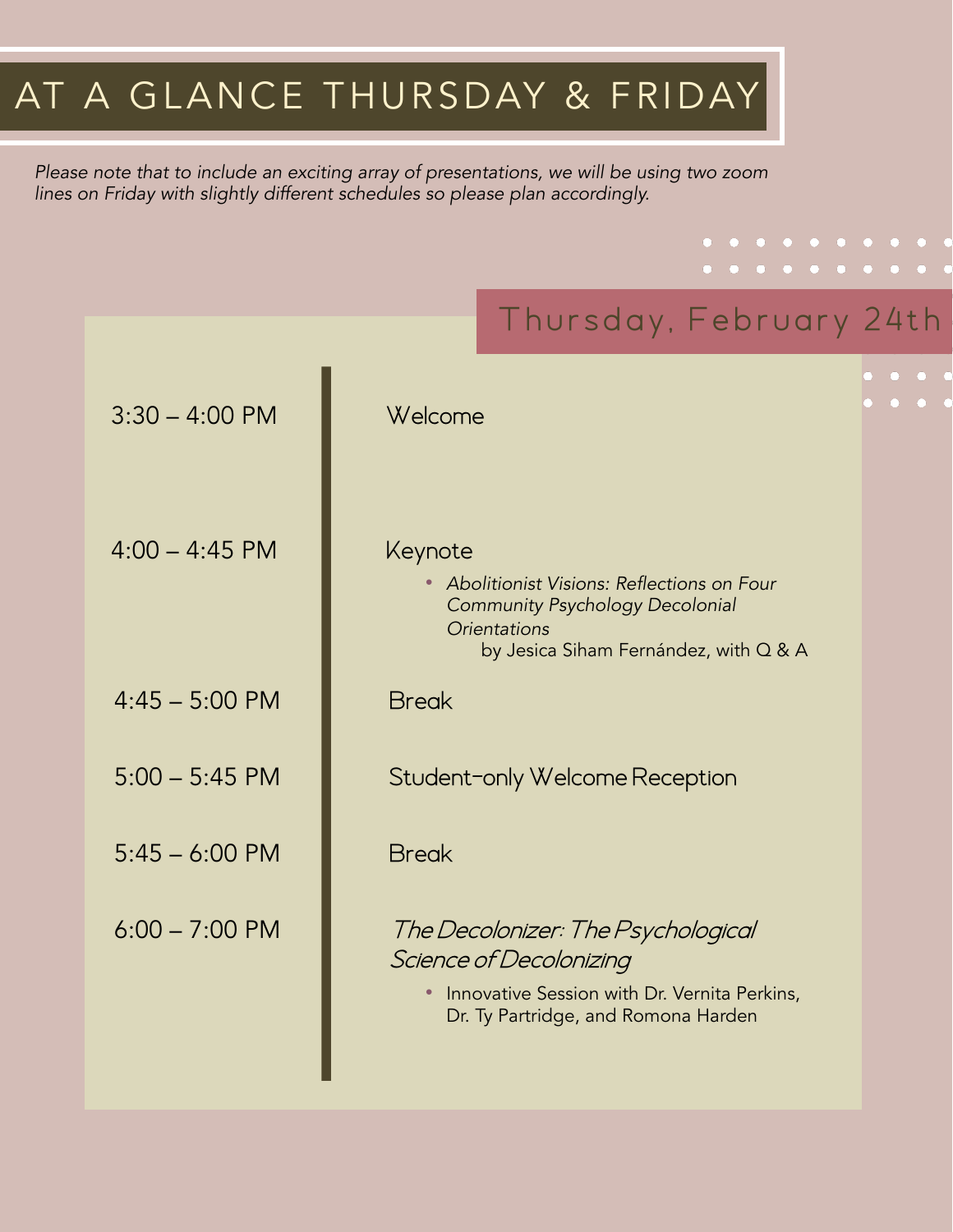# AT A GLANCE THURSDAY & FRIDAY

*Please note that to include an exciting array of presentations, we will be using two zoom lines on Friday with slightly different schedules so please plan accordingly.*

## Thursday, February 24th

| Time | Event |
|---|---|
| 3:30 – 4:00 PM | Welcome |
| 4:00 – 4:45 PM | Keynote<br>• *Abolitionist Visions: Reflections on Four Community Psychology Decolonial Orientations* by Jesica Siham Fernández, with Q & A |
| 4:45 – 5:00 PM | Break |
| 5:00 – 5:45 PM | Student-only Welcome Reception |
| 5:45 – 6:00 PM | Break |
| 6:00 – 7:00 PM | *The Decolonizer: The Psychological Science of Decolonizing*<br>• Innovative Session with Dr. Vernita Perkins, Dr. Ty Partridge, and Romona Harden |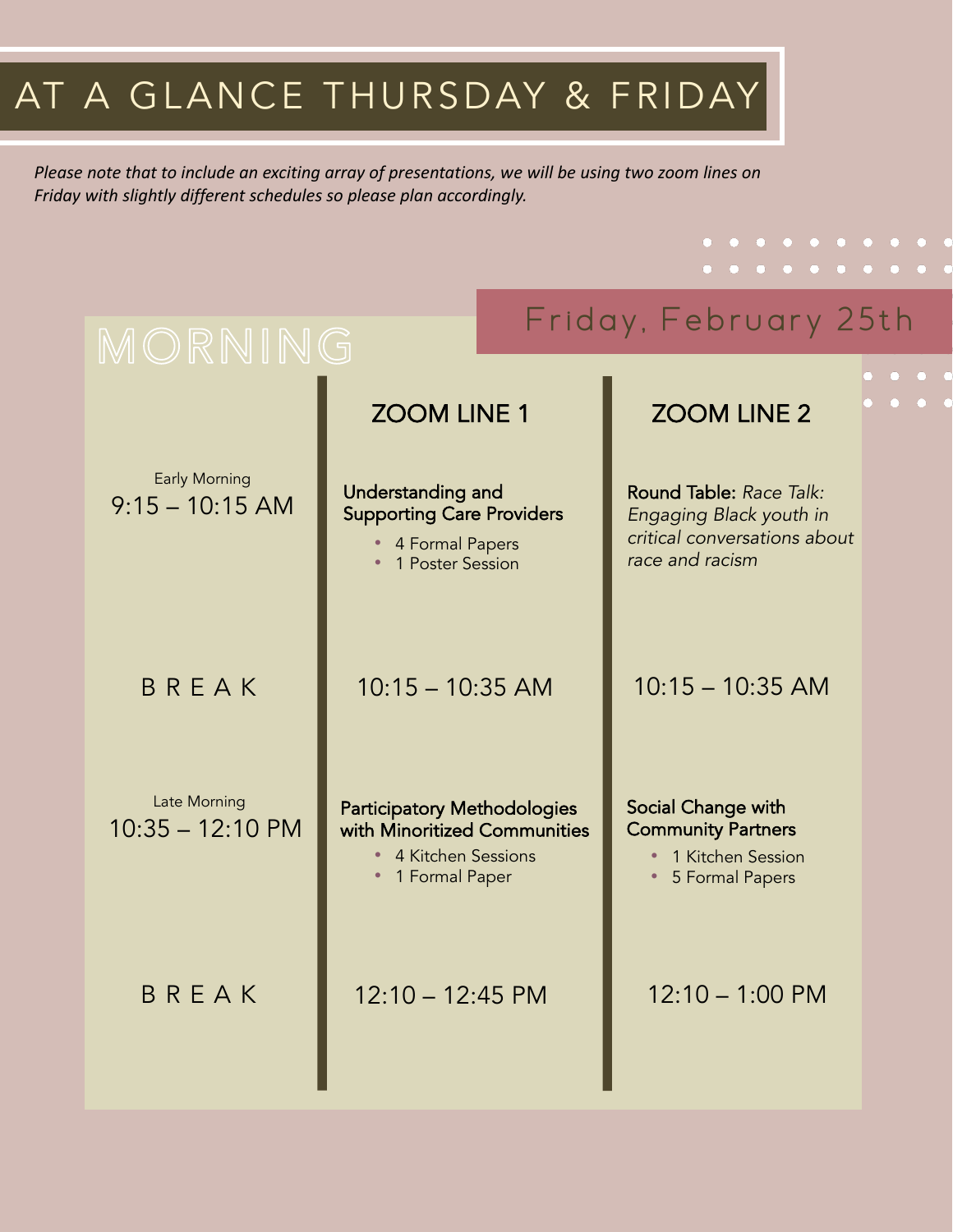# AT A GLANCE THURSDAY & FRIDAY

*Please note that to include an exciting array of presentations, we will be using two zoom lines on Friday with slightly different schedules so please plan accordingly.*

## Friday, February 25th

### MORNING

| | ZOOM LINE 1 | ZOOM LINE 2 |
|---|---|---|
| Early Morning<br>9:15 – 10:15 AM | Understanding and Supporting Care Providers<br>• 4 Formal Papers<br>• 1 Poster Session | Round Table: *Race Talk: Engaging Black youth in critical conversations about race and racism* |
| BREAK | 10:15 – 10:35 AM | 10:15 – 10:35 AM |
| Late Morning<br>10:35 – 12:10 PM | Participatory Methodologies with Minoritized Communities<br>• 4 Kitchen Sessions<br>• 1 Formal Paper | Social Change with Community Partners<br>• 1 Kitchen Session<br>• 5 Formal Papers |
| BREAK | 12:10 – 12:45 PM | 12:10 – 1:00 PM |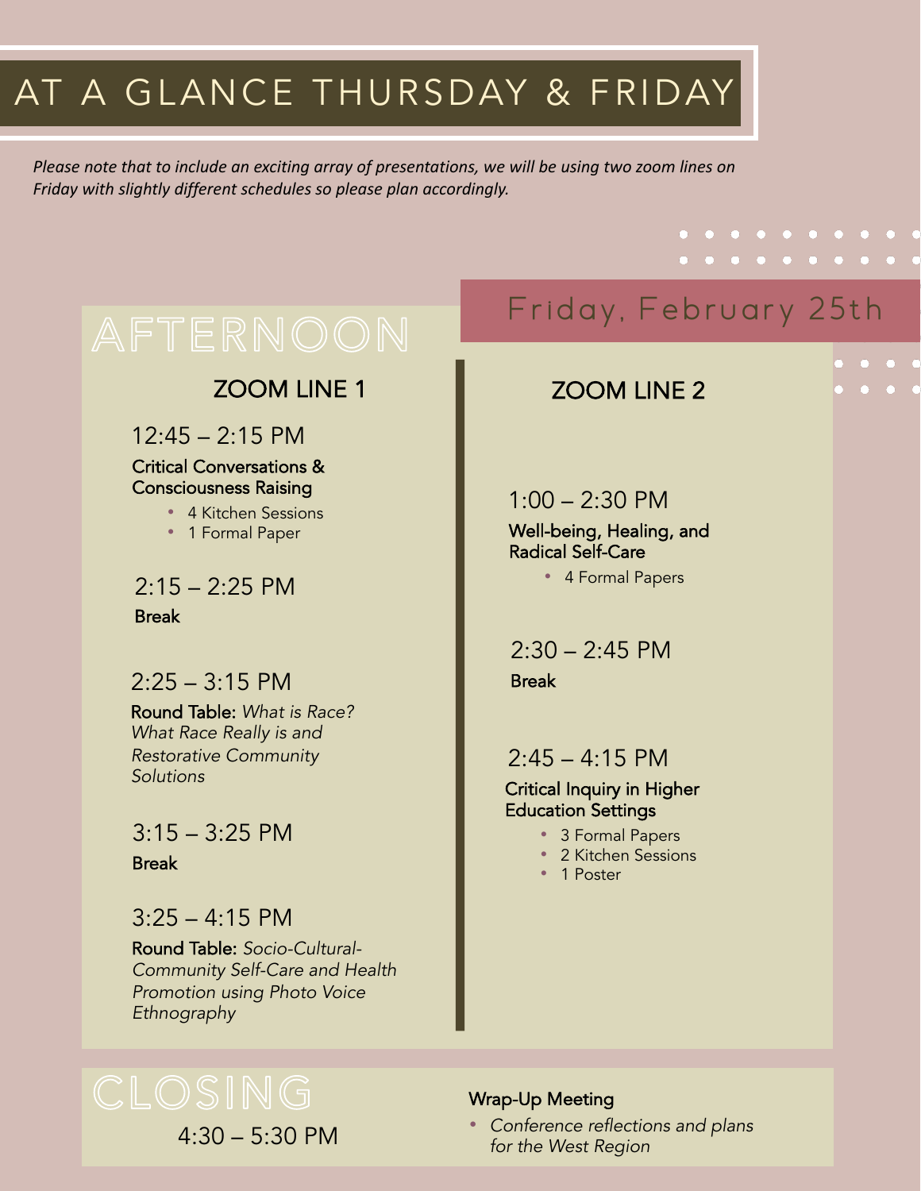# AT A GLANCE THURSDAY & FRIDAY

*Please note that to include an exciting array of presentations, we will be using two zoom lines on Friday with slightly different schedules so please plan accordingly.*

## Friday, February 25th

## AFTERNOON

### ZOOM LINE 1

12:45 – 2:15 PM

**Critical Conversations & Consciousness Raising**

- 4 Kitchen Sessions
- 1 Formal Paper

2:15 – 2:25 PM

**Break**

2:25 – 3:15 PM

**Round Table:** *What is Race? What Race Really is and Restorative Community Solutions*

3:15 – 3:25 PM

**Break**

3:25 – 4:15 PM

**Round Table:** *Socio-Cultural-Community Self-Care and Health Promotion using Photo Voice Ethnography*

### ZOOM LINE 2

1:00 – 2:30 PM

**Well-being, Healing, and Radical Self-Care**

- 4 Formal Papers

2:30 – 2:45 PM

**Break**

2:45 – 4:15 PM

**Critical Inquiry in Higher Education Settings**

- 3 Formal Papers
- 2 Kitchen Sessions
- 1 Poster

## CLOSING

4:30 – 5:30 PM

**Wrap-Up Meeting**

- *Conference reflections and plans for the West Region*